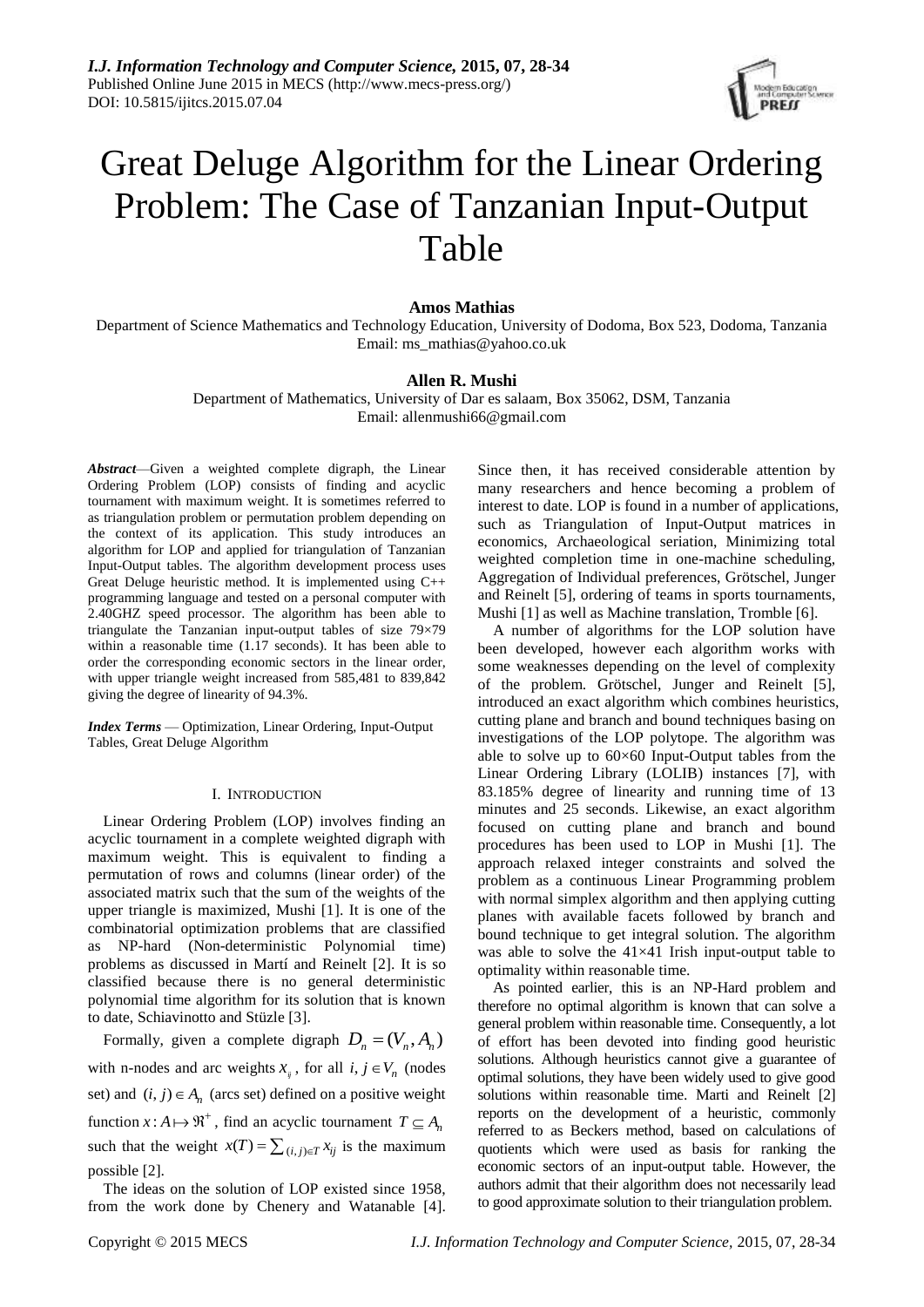# Great Deluge Algorithm for the Linear Ordering Problem: The Case of Tanzanian Input-Output Table

**Amos Mathias**

Department of Science Mathematics and Technology Education, University of Dodoma, Box 523, Dodoma, Tanzania
Email: ms_mathias@yahoo.co.uk

**Allen R. Mushi**

Department of Mathematics, University of Dar es salaam, Box 35062, DSM, Tanzania
Email: allenmushi66@gmail.com

***Abstract***—Given a weighted complete digraph, the Linear Ordering Problem (LOP) consists of finding and acyclic tournament with maximum weight. It is sometimes referred to as triangulation problem or permutation problem depending on the context of its application. This study introduces an algorithm for LOP and applied for triangulation of Tanzanian Input-Output tables. The algorithm development process uses Great Deluge heuristic method. It is implemented using C++ programming language and tested on a personal computer with 2.40GHZ speed processor. The algorithm has been able to triangulate the Tanzanian input-output tables of size 79×79 within a reasonable time (1.17 seconds). It has been able to order the corresponding economic sectors in the linear order, with upper triangle weight increased from 585,481 to 839,842 giving the degree of linearity of 94.3%.

***Index Terms*** — Optimization, Linear Ordering, Input-Output Tables, Great Deluge Algorithm

## I. INTRODUCTION

Linear Ordering Problem (LOP) involves finding an acyclic tournament in a complete weighted digraph with maximum weight. This is equivalent to finding a permutation of rows and columns (linear order) of the associated matrix such that the sum of the weights of the upper triangle is maximized, Mushi [1]. It is one of the combinatorial optimization problems that are classified as NP-hard (Non-deterministic Polynomial time) problems as discussed in Martí and Reinelt [2]. It is so classified because there is no general deterministic polynomial time algorithm for its solution that is known to date, Schiavinotto and Stüzle [3].

Formally, given a complete digraph $D_n = (V_n, A_n)$ with n-nodes and arc weights $x_{ij}$, for all $i, j \in V_n$ (nodes set) and $(i, j) \in A_n$ (arcs set) defined on a positive weight function $x : A \mapsto \Re^+$, find an acyclic tournament $T \subseteq A_n$ such that the weight $x(T) = \sum_{(i,j)\in T} x_{ij}$ is the maximum possible [2].

The ideas on the solution of LOP existed since 1958, from the work done by Chenery and Watanable [4]. Since then, it has received considerable attention by many researchers and hence becoming a problem of interest to date. LOP is found in a number of applications, such as Triangulation of Input-Output matrices in economics, Archaeological seriation, Minimizing total weighted completion time in one-machine scheduling, Aggregation of Individual preferences, Grötschel, Junger and Reinelt [5], ordering of teams in sports tournaments, Mushi [1] as well as Machine translation, Tromble [6].

A number of algorithms for the LOP solution have been developed, however each algorithm works with some weaknesses depending on the level of complexity of the problem. Grötschel, Junger and Reinelt [5], introduced an exact algorithm which combines heuristics, cutting plane and branch and bound techniques basing on investigations of the LOP polytope. The algorithm was able to solve up to 60×60 Input-Output tables from the Linear Ordering Library (LOLIB) instances [7], with 83.185% degree of linearity and running time of 13 minutes and 25 seconds. Likewise, an exact algorithm focused on cutting plane and branch and bound procedures has been used to LOP in Mushi [1]. The approach relaxed integer constraints and solved the problem as a continuous Linear Programming problem with normal simplex algorithm and then applying cutting planes with available facets followed by branch and bound technique to get integral solution. The algorithm was able to solve the 41×41 Irish input-output table to optimality within reasonable time.

As pointed earlier, this is an NP-Hard problem and therefore no optimal algorithm is known that can solve a general problem within reasonable time. Consequently, a lot of effort has been devoted into finding good heuristic solutions. Although heuristics cannot give a guarantee of optimal solutions, they have been widely used to give good solutions within reasonable time. Marti and Reinelt [2] reports on the development of a heuristic, commonly referred to as Beckers method, based on calculations of quotients which were used as basis for ranking the economic sectors of an input-output table. However, the authors admit that their algorithm does not necessarily lead to good approximate solution to their triangulation problem.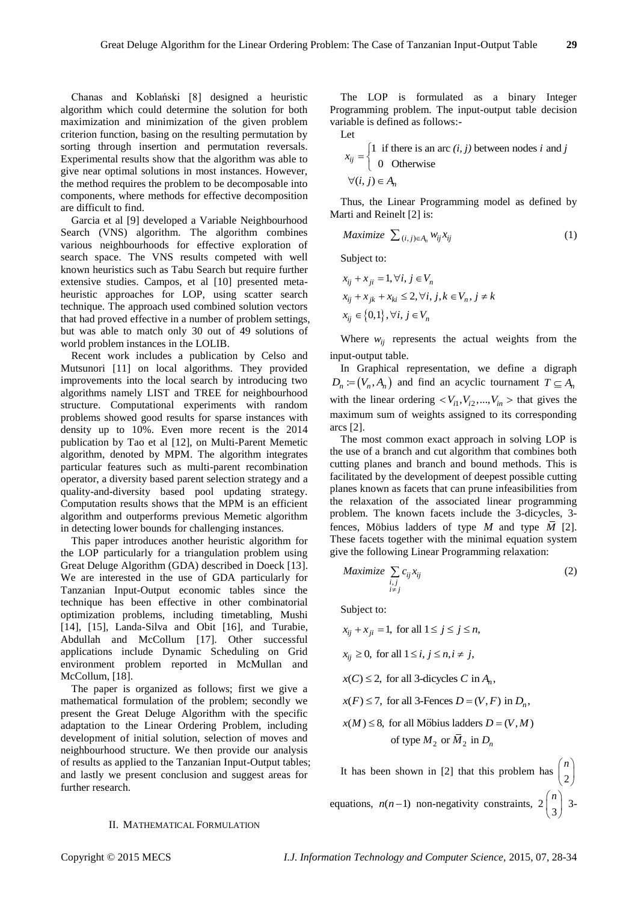Chanas and Koblański [8] designed a heuristic algorithm which could determine the solution for both maximization and minimization of the given problem criterion function, basing on the resulting permutation by sorting through insertion and permutation reversals. Experimental results show that the algorithm was able to give near optimal solutions in most instances. However, the method requires the problem to be decomposable into components, where methods for effective decomposition are difficult to find.

Garcia et al [9] developed a Variable Neighbourhood Search (VNS) algorithm. The algorithm combines various neighbourhoods for effective exploration of search space. The VNS results competed with well known heuristics such as Tabu Search but require further extensive studies. Campos, et al [10] presented meta-heuristic approaches for LOP, using scatter search technique. The approach used combined solution vectors that had proved effective in a number of problem settings, but was able to match only 30 out of 49 solutions of world problem instances in the LOLIB.

Recent work includes a publication by Celso and Mutsunori [11] on local algorithms. They provided improvements into the local search by introducing two algorithms namely LIST and TREE for neighbourhood structure. Computational experiments with random problems showed good results for sparse instances with density up to 10%. Even more recent is the 2014 publication by Tao et al [12], on Multi-Parent Memetic algorithm, denoted by MPM. The algorithm integrates particular features such as multi-parent recombination operator, a diversity based parent selection strategy and a quality-and-diversity based pool updating strategy. Computation results shows that the MPM is an efficient algorithm and outperforms previous Memetic algorithm in detecting lower bounds for challenging instances.

This paper introduces another heuristic algorithm for the LOP particularly for a triangulation problem using Great Deluge Algorithm (GDA) described in Doeck [13]. We are interested in the use of GDA particularly for Tanzanian Input-Output economic tables since the technique has been effective in other combinatorial optimization problems, including timetabling, Mushi [14], [15], Landa-Silva and Obit [16], and Turabie, Abdullah and McCollum [17]. Other successful applications include Dynamic Scheduling on Grid environment problem reported in McMullan and McCollum, [18].

The paper is organized as follows; first we give a mathematical formulation of the problem; secondly we present the Great Deluge Algorithm with the specific adaptation to the Linear Ordering Problem, including development of initial solution, selection of moves and neighbourhood structure. We then provide our analysis of results as applied to the Tanzanian Input-Output tables; and lastly we present conclusion and suggest areas for further research.

## II. Mathematical Formulation

The LOP is formulated as a binary Integer Programming problem. The input-output table decision variable is defined as follows:-

Let

$$x_{ij} = \begin{cases} 1 & \text{if there is an arc } (i,j) \text{ between nodes } i \text{ and } j \\ 0 & \text{Otherwise} \end{cases}$$

$$\forall (i,j) \in A_n$$

Thus, the Linear Programming model as defined by Marti and Reinelt [2] is:

$$Maximize \ \sum_{(i,j)\in A_n} w_{ij} x_{ij} \tag{1}$$

Subject to:

$$x_{ij} + x_{ji} = 1, \forall i, j \in V_n$$

$$x_{ij} + x_{jk} + x_{ki} \leq 2, \forall i, j, k \in V_n, j \neq k$$

$$x_{ij} \in \{0,1\}, \forall i, j \in V_n$$

Where $w_{ij}$ represents the actual weights from the input-output table.

In Graphical representation, we define a digraph $D_n := (V_n, A_n)$ and find an acyclic tournament $T \subseteq A_n$ with the linear ordering $< V_{i1}, V_{i2}, ..., V_{in} >$ that gives the maximum sum of weights assigned to its corresponding arcs [2].

The most common exact approach in solving LOP is the use of a branch and cut algorithm that combines both cutting planes and branch and bound methods. This is facilitated by the development of deepest possible cutting planes known as facets that can prune infeasibilities from the relaxation of the associated linear programming problem. The known facets include the 3-dicycles, 3-fences, Möbius ladders of type $M$ and type $\bar{M}$ [2]. These facets together with the minimal equation system give the following Linear Programming relaxation:

$$Maximize \ \sum_{\substack{i,j \\ i \neq j}} c_{ij} x_{ij} \tag{2}$$

Subject to:

$$x_{ij} + x_{ji} = 1, \text{ for all } 1 \leq j \leq j \leq n,$$

$$x_{ij} \geq 0, \text{ for all } 1 \leq i, j \leq n, i \neq j,$$

$$x(C) \leq 2, \text{ for all 3-dicycles } C \text{ in } A_n,$$

$$x(F) \leq 7, \text{ for all 3-Fences } D = (V, F) \text{ in } D_n,$$

$$x(M) \leq 8, \text{ for all Möbius ladders } D = (V, M) \text{ of type } M_2 \text{ or } \bar{M}_2 \text{ in } D_n$$

It has been shown in [2] that this problem has $\binom{n}{2}$ equations, $n(n-1)$ non-negativity constraints, $2\binom{n}{3}$ 3-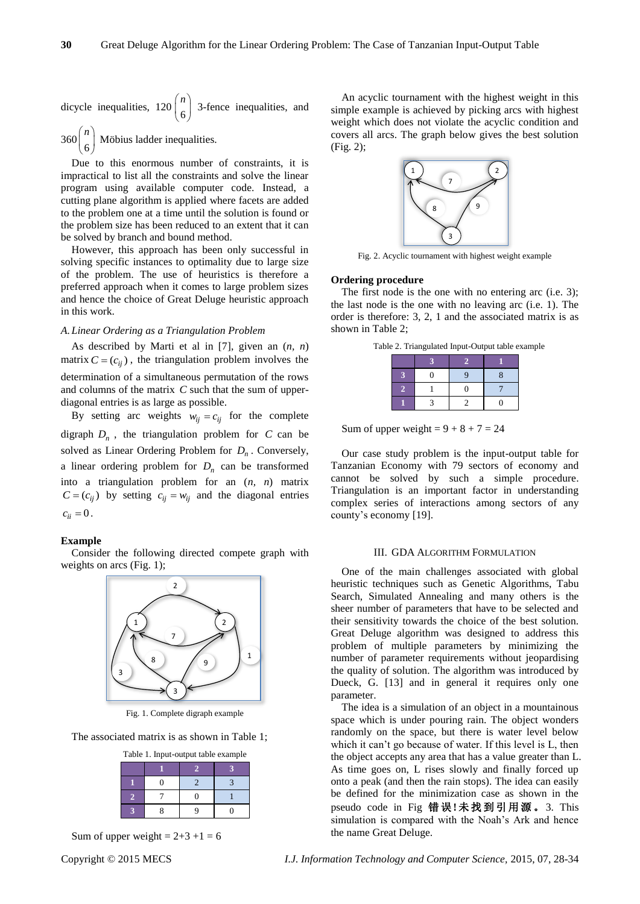dicycle inequalities, $120\binom{n}{6}$ 3-fence inequalities, and $360\binom{n}{6}$ Möbius ladder inequalities.

Due to this enormous number of constraints, it is impractical to list all the constraints and solve the linear program using available computer code. Instead, a cutting plane algorithm is applied where facets are added to the problem one at a time until the solution is found or the problem size has been reduced to an extent that it can be solved by branch and bound method.

However, this approach has been only successful in solving specific instances to optimality due to large size of the problem. The use of heuristics is therefore a preferred approach when it comes to large problem sizes and hence the choice of Great Deluge heuristic approach in this work.

*A. Linear Ordering as a Triangulation Problem*

As described by Marti et al in [7], given an $(n, n)$ matrix $C = (c_{ij})$, the triangulation problem involves the determination of a simultaneous permutation of the rows and columns of the matrix $C$ such that the sum of upper-diagonal entries is as large as possible.

By setting arc weights $w_{ij} = c_{ij}$ for the complete digraph $D_n$, the triangulation problem for $C$ can be solved as Linear Ordering Problem for $D_n$. Conversely, a linear ordering problem for $D_n$ can be transformed into a triangulation problem for an $(n, n)$ matrix $C = (c_{ij})$ by setting $c_{ij} = w_{ij}$ and the diagonal entries $c_{ii} = 0$.

**Example**

Consider the following directed compete graph with weights on arcs (Fig. 1);

Fig. 1. Complete digraph example

The associated matrix is as shown in Table 1;

Table 1. Input-output table example

| | 1 | 2 | 3 |
|---|---|---|---|
| 1 | 0 | 2 | 3 |
| 2 | 7 | 0 | 1 |
| 3 | 8 | 9 | 0 |

Sum of upper weight = 2+3 +1 = 6

An acyclic tournament with the highest weight in this simple example is achieved by picking arcs with highest weight which does not violate the acyclic condition and covers all arcs. The graph below gives the best solution (Fig. 2);

Fig. 2. Acyclic tournament with highest weight example

**Ordering procedure**

The first node is the one with no entering arc (i.e. 3); the last node is the one with no leaving arc (i.e. 1). The order is therefore: 3, 2, 1 and the associated matrix is as shown in Table 2;

Table 2. Triangulated Input-Output table example

| | 3 | 2 | 1 |
|---|---|---|---|
| 3 | 0 | 9 | 8 |
| 2 | 1 | 0 | 7 |
| 1 | 3 | 2 | 0 |

Sum of upper weight = 9 + 8 + 7 = 24

Our case study problem is the input-output table for Tanzanian Economy with 79 sectors of economy and cannot be solved by such a simple procedure. Triangulation is an important factor in understanding complex series of interactions among sectors of any county's economy [19].

## III. GDA Algorithm Formulation

One of the main challenges associated with global heuristic techniques such as Genetic Algorithms, Tabu Search, Simulated Annealing and many others is the sheer number of parameters that have to be selected and their sensitivity towards the choice of the best solution. Great Deluge algorithm was designed to address this problem of multiple parameters by minimizing the number of parameter requirements without jeopardising the quality of solution. The algorithm was introduced by Dueck, G. [13] and in general it requires only one parameter.

The idea is a simulation of an object in a mountainous space which is under pouring rain. The object wonders randomly on the space, but there is water level below which it can't go because of water. If this level is L, then the object accepts any area that has a value greater than L. As time goes on, L rises slowly and finally forced up onto a peak (and then the rain stops). The idea can easily be defined for the minimization case as shown in the pseudo code in Fig 错误!未找到引用源。3. This simulation is compared with the Noah's Ark and hence the name Great Deluge.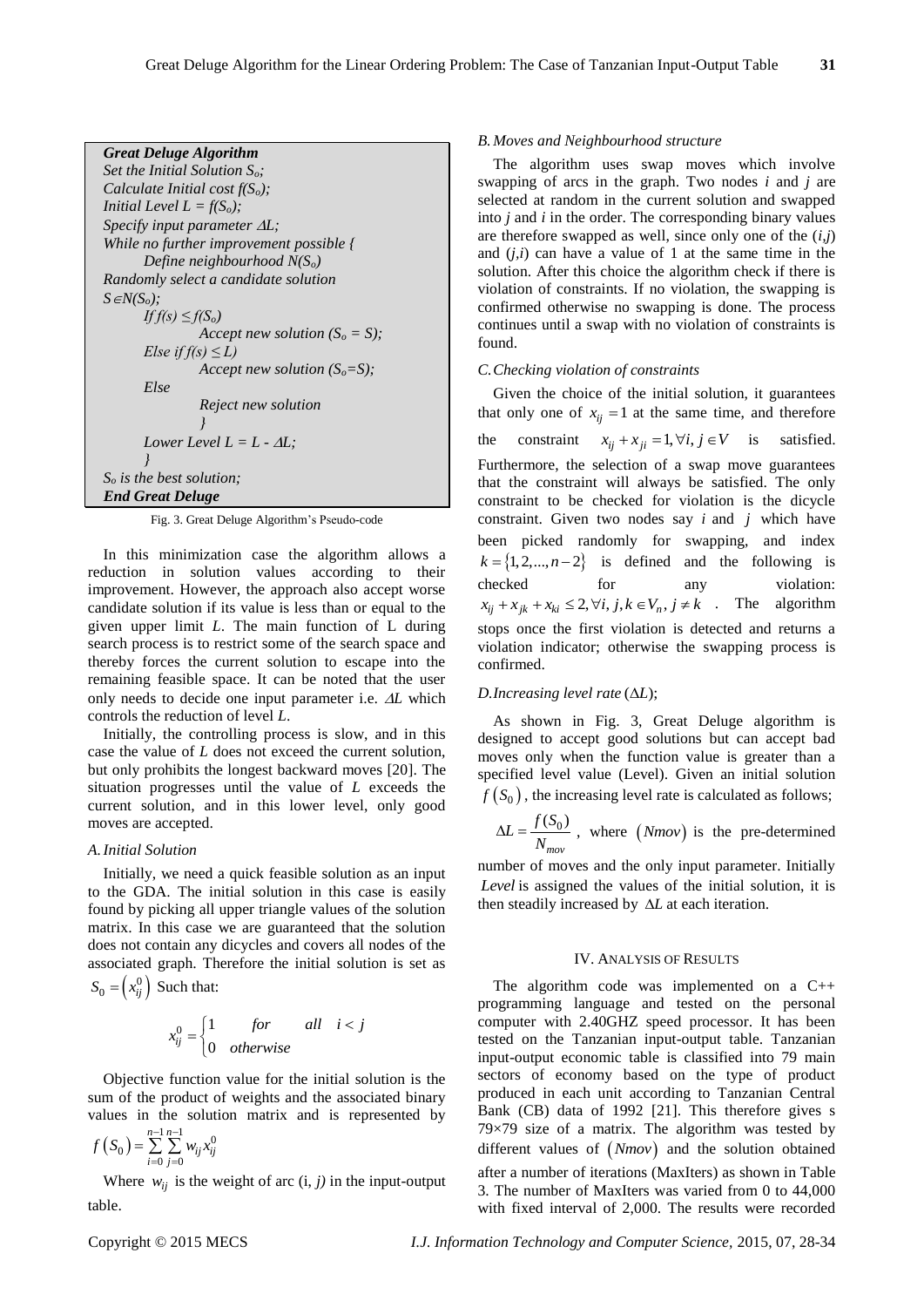**Great Deluge Algorithm**
*Set the Initial Solution $S_o$;*
*Calculate Initial cost $f(S_o)$;*
*Initial Level $L = f(S_o)$;*
*Specify input parameter $\Delta L$;*
*While no further improvement possible {*
*Define neighbourhood $N(S_o)$*
*Randomly select a candidate solution $S \in N(S_o)$;*
*If $f(s) \leq f(S_o)$*
*Accept new solution ($S_o = S$);*
*Else if $f(s) \leq L$)*
*Accept new solution ($S_o$=S);*
*Else*
*Reject new solution*
*}*
*Lower Level $L = L - \Delta L$;*
*}*
*$S_o$ is the best solution;*
***End Great Deluge***

Fig. 3. Great Deluge Algorithm's Pseudo-code

In this minimization case the algorithm allows a reduction in solution values according to their improvement. However, the approach also accept worse candidate solution if its value is less than or equal to the given upper limit *L*. The main function of L during search process is to restrict some of the search space and thereby forces the current solution to escape into the remaining feasible space. It can be noted that the user only needs to decide one input parameter i.e. $\Delta L$ which controls the reduction of level *L*.

Initially, the controlling process is slow, and in this case the value of *L* does not exceed the current solution, but only prohibits the longest backward moves [20]. The situation progresses until the value of *L* exceeds the current solution, and in this lower level, only good moves are accepted.

### *A. Initial Solution*

Initially, we need a quick feasible solution as an input to the GDA. The initial solution in this case is easily found by picking all upper triangle values of the solution matrix. In this case we are guaranteed that the solution does not contain any dicycles and covers all nodes of the associated graph. Therefore the initial solution is set as $S_0 = \left(x_{ij}^0\right)$ Such that:

$$x_{ij}^0 = \begin{cases} 1 & for \quad all \quad i < j \\ 0 & otherwise \end{cases}$$

Objective function value for the initial solution is the sum of the product of weights and the associated binary values in the solution matrix and is represented by $f\left(S_0\right) = \sum_{i=0}^{n-1}\sum_{j=0}^{n-1} w_{ij} x_{ij}^0$

Where $w_{ij}$ is the weight of arc (i, *j)* in the input-output table.

### *B. Moves and Neighbourhood structure*

The algorithm uses swap moves which involve swapping of arcs in the graph. Two nodes *i* and *j* are selected at random in the current solution and swapped into *j* and *i* in the order. The corresponding binary values are therefore swapped as well, since only one of the (*i*,*j*) and (*j*,*i*) can have a value of 1 at the same time in the solution. After this choice the algorithm check if there is violation of constraints. If no violation, the swapping is confirmed otherwise no swapping is done. The process continues until a swap with no violation of constraints is found.

### *C. Checking violation of constraints*

Given the choice of the initial solution, it guarantees that only one of $x_{ij} = 1$ at the same time, and therefore the constraint $x_{ij} + x_{ji} = 1, \forall i, j \in V$ is satisfied. Furthermore, the selection of a swap move guarantees that the constraint will always be satisfied. The only constraint to be checked for violation is the dicycle constraint. Given two nodes say *i* and *j* which have been picked randomly for swapping, and index $k = \{1, 2, ..., n-2\}$ is defined and the following is checked for any violation: $x_{ij} + x_{jk} + x_{ki} \leq 2, \forall i, j, k \in V_n, j \neq k$ . The algorithm stops once the first violation is detected and returns a violation indicator; otherwise the swapping process is confirmed.

### *D. Increasing level rate* ($\Delta L$);

As shown in Fig. 3, Great Deluge algorithm is designed to accept good solutions but can accept bad moves only when the function value is greater than a specified level value (Level). Given an initial solution $f\left(S_0\right)$, the increasing level rate is calculated as follows;

$\Delta L = \frac{f(S_0)}{N_{mov}}$ , where $(Nmov)$ is the pre-determined number of moves and the only input parameter. Initially *Level* is assigned the values of the initial solution, it is then steadily increased by $\Delta L$ at each iteration.

## IV. Analysis of Results

The algorithm code was implemented on a C++ programming language and tested on the personal computer with 2.40GHZ speed processor. It has been tested on the Tanzanian input-output table. Tanzanian input-output economic table is classified into 79 main sectors of economy based on the type of product produced in each unit according to Tanzanian Central Bank (CB) data of 1992 [21]. This therefore gives s 79×79 size of a matrix. The algorithm was tested by different values of $(Nmov)$ and the solution obtained after a number of iterations (MaxIters) as shown in Table 3. The number of MaxIters was varied from 0 to 44,000 with fixed interval of 2,000. The results were recorded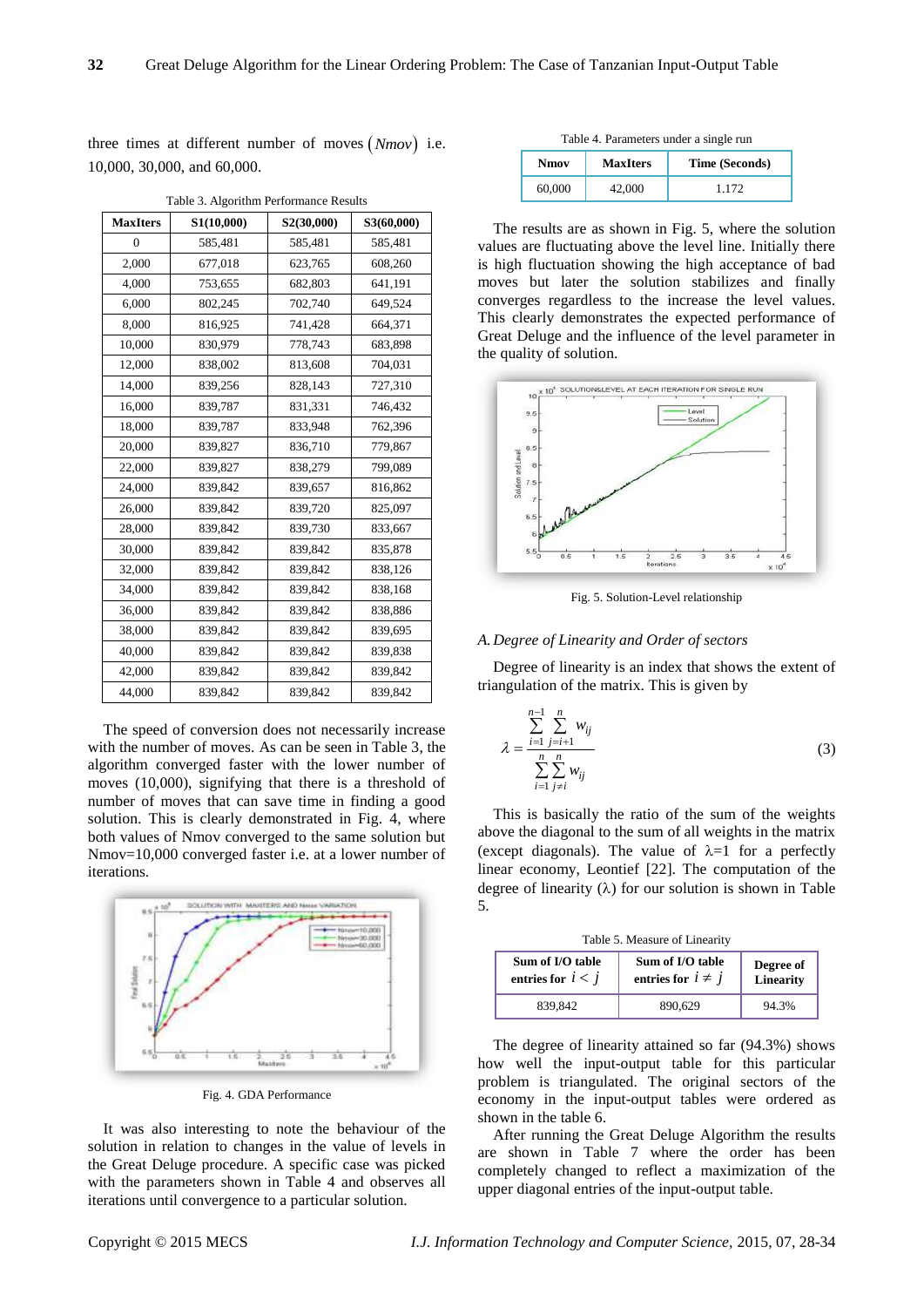three times at different number of moves $(Nmov)$ i.e. 10,000, 30,000, and 60,000.

Table 3. Algorithm Performance Results

| MaxIters | S1(10,000) | S2(30,000) | S3(60,000) |
|---|---|---|---|
| 0 | 585,481 | 585,481 | 585,481 |
| 2,000 | 677,018 | 623,765 | 608,260 |
| 4,000 | 753,655 | 682,803 | 641,191 |
| 6,000 | 802,245 | 702,740 | 649,524 |
| 8,000 | 816,925 | 741,428 | 664,371 |
| 10,000 | 830,979 | 778,743 | 683,898 |
| 12,000 | 838,002 | 813,608 | 704,031 |
| 14,000 | 839,256 | 828,143 | 727,310 |
| 16,000 | 839,787 | 831,331 | 746,432 |
| 18,000 | 839,787 | 833,948 | 762,396 |
| 20,000 | 839,827 | 836,710 | 779,867 |
| 22,000 | 839,827 | 838,279 | 799,089 |
| 24,000 | 839,842 | 839,657 | 816,862 |
| 26,000 | 839,842 | 839,720 | 825,097 |
| 28,000 | 839,842 | 839,730 | 833,667 |
| 30,000 | 839,842 | 839,842 | 835,878 |
| 32,000 | 839,842 | 839,842 | 838,126 |
| 34,000 | 839,842 | 839,842 | 838,168 |
| 36,000 | 839,842 | 839,842 | 838,886 |
| 38,000 | 839,842 | 839,842 | 839,695 |
| 40,000 | 839,842 | 839,842 | 839,838 |
| 42,000 | 839,842 | 839,842 | 839,842 |
| 44,000 | 839,842 | 839,842 | 839,842 |

The speed of conversion does not necessarily increase with the number of moves. As can be seen in Table 3, the algorithm converged faster with the lower number of moves (10,000), signifying that there is a threshold of number of moves that can save time in finding a good solution. This is clearly demonstrated in Fig. 4, where both values of Nmov converged to the same solution but Nmov=10,000 converged faster i.e. at a lower number of iterations.

Fig. 4. GDA Performance

It was also interesting to note the behaviour of the solution in relation to changes in the value of levels in the Great Deluge procedure. A specific case was picked with the parameters shown in Table 4 and observes all iterations until convergence to a particular solution.

Table 4. Parameters under a single run

| Nmov | MaxIters | Time (Seconds) |
|---|---|---|
| 60,000 | 42,000 | 1.172 |

The results are as shown in Fig. 5, where the solution values are fluctuating above the level line. Initially there is high fluctuation showing the high acceptance of bad moves but later the solution stabilizes and finally converges regardless to the increase the level values. This clearly demonstrates the expected performance of Great Deluge and the influence of the level parameter in the quality of solution.

Fig. 5. Solution-Level relationship

### A. Degree of Linearity and Order of sectors

Degree of linearity is an index that shows the extent of triangulation of the matrix. This is given by

$$\lambda = \frac{\sum_{i=1}^{n-1}\sum_{j=i+1}^{n} w_{ij}}{\sum_{i=1}^{n}\sum_{j\neq i}^{n} w_{ij}} \tag{3}$$

This is basically the ratio of the sum of the weights above the diagonal to the sum of all weights in the matrix (except diagonals). The value of $\lambda$=1 for a perfectly linear economy, Leontief [22]. The computation of the degree of linearity ($\lambda$) for our solution is shown in Table 5.

Table 5. Measure of Linearity

| Sum of I/O table entries for $i < j$ | Sum of I/O table entries for $i \neq j$ | Degree of Linearity |
|---|---|---|
| 839,842 | 890,629 | 94.3% |

The degree of linearity attained so far (94.3%) shows how well the input-output table for this particular problem is triangulated. The original sectors of the economy in the input-output tables were ordered as shown in the table 6.

After running the Great Deluge Algorithm the results are shown in Table 7 where the order has been completely changed to reflect a maximization of the upper diagonal entries of the input-output table.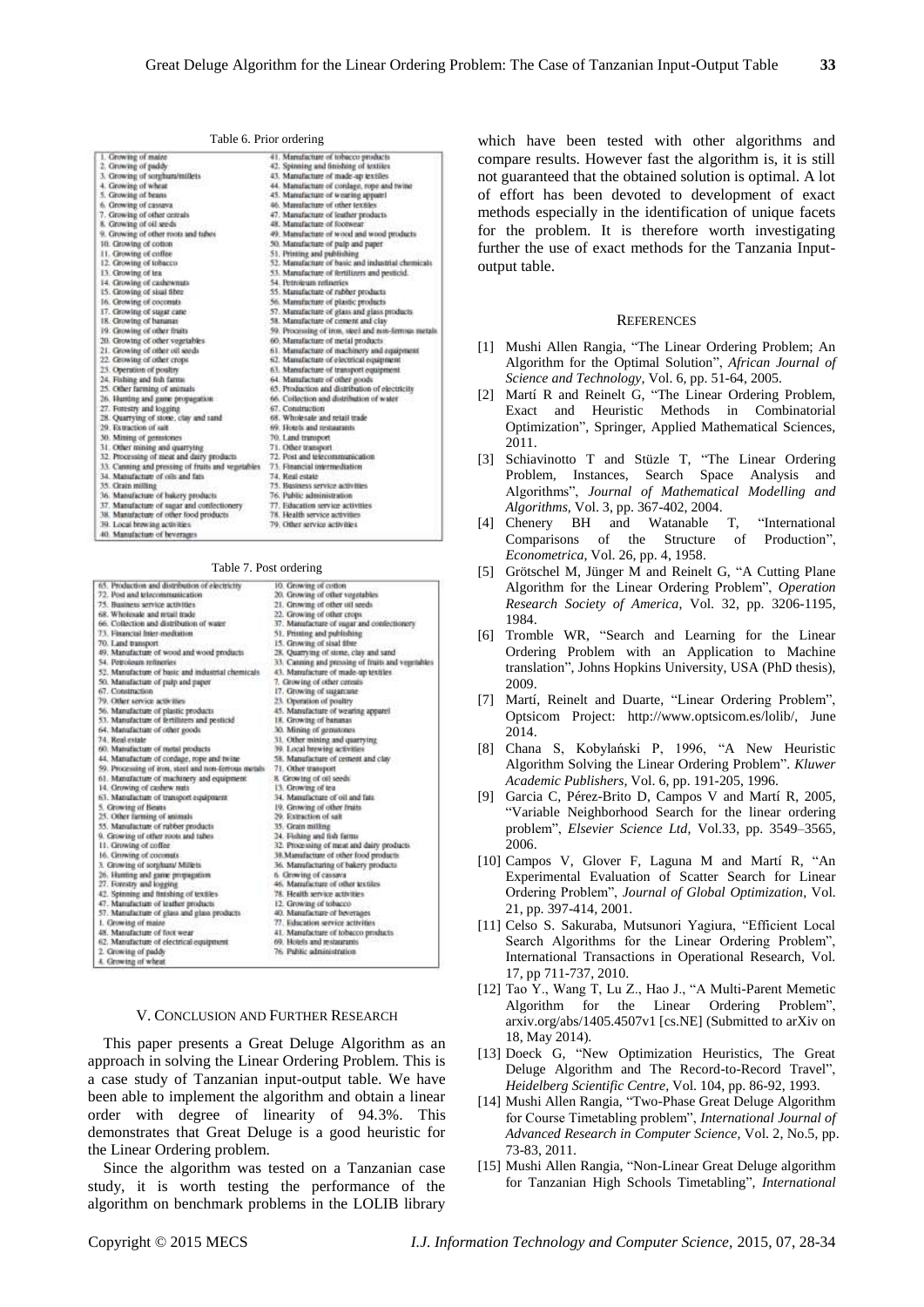Table 6. Prior ordering

| | |
|---|---|
| 1. Growing of maize | 41. Manufacture of tobacco products |
| 2. Growing of paddy | 42. Spinning and finishing of textiles |
| 3. Growing of sorghum/millets | 43. Manufacture of made-up textiles |
| 4. Growing of wheat | 44. Manufacture of cordage, rope and twine |
| 5. Growing of beans | 45. Manufacture of wearing apparel |
| 6. Growing of cassava | 46. Manufacture of other textiles |
| 7. Growing of other cereals | 47. Manufacture of leather products |
| 8. Growing of oil seeds | 48. Manufacture of footwear |
| 9. Growing of other roots and tubes | 49. Manufacture of wood and wood products |
| 10. Growing of cotton | 50. Manufacture of pulp and paper |
| 11. Growing of coffee | 51. Printing and publishing |
| 12. Growing of tobacco | 52. Manufacture of basic and industrial chemicals |
| 13. Growing of tea | 53. Manufacture of fertilizers and pesticid. |
| 14. Growing of cashewnuts | 54. Petroleum refineries |
| 15. Growing of sisal fibre | 55. Manufacture of rubber products |
| 16. Growing of coconuts | 56. Manufacture of plastic products |
| 17. Growing of sugar cane | 57. Manufacture of glass and glass products |
| 18. Growing of bananas | 58. Manufacture of cement and clay |
| 19. Growing of other fruits | 59. Processing of iron, steel and non-ferrous metals |
| 20. Growing of other vegetables | 60. Manufacture of metal products |
| 21. Growing of other oil seeds | 61. Manufacture of machinery and equipment |
| 22. Growing of other crops | 62. Manufacture of electrical equipment |
| 23. Operation of poultry | 63. Manufacture of transport equipment |
| 24. Fishing and fish farms | 64. Manufacture of other goods |
| 25. Other farming of animals | 65. Production and distribution of electricity |
| 26. Hunting and game propagation | 66. Collection and distribution of water |
| 27. Forestry and logging | 67. Construction |
| 28. Quarrying of stone, clay and sand | 68. Wholesale and retail trade |
| 29. Extraction of salt | 69. Hotels and restaurants |
| 30. Mining of gemstones | 70. Land transport |
| 31. Other mining and quarrying | 71. Other transport |
| 32. Processing of meat and dairy products | 72. Post and telecommunication |
| 33. Canning and pressing of fruits and vegetables | 73. Financial intermediation |
| 34. Manufacture of oils and fats | 74. Real estate |
| 35. Grain milling | 75. Business service activities |
| 36. Manufacture of bakery products | 76. Public administration |
| 37. Manufacture of sugar and confectionery | 77. Education service activities |
| 38. Manufacture of other food products | 78. Health service activities |
| 39. Local brewing activities | 79. Other service activities |
| 40. Manufacture of beverages | |

Table 7. Post ordering

| | |
|---|---|
| 65. Production and distribution of electricity | 10. Growing of cotton |
| 72. Post and telecommunication | 20. Growing of other vegetables |
| 75. Business service activities | 21. Growing of other oil seeds |
| 68. Wholesale and retail trade | 22. Growing of other crops |
| 66. Collection and distribution of water | 37. Manufacture of sugar and confectionery |
| 73. Financial Inter-mediation | 51. Printing and publishing |
| 70. Land transport | 15. Growing of sisal fibre |
| 49. Manufacture of wood and wood products | 28. Quarrying of stone, clay and sand |
| 54. Petroleum refineries | 33. Canning and pressing of fruits and vegetables |
| 52. Manufacture of basic and industrial chemicals | 43. Manufacture of made-up textiles |
| 50. Manufacture of pulp and paper | 7. Growing of other cereals |
| 67. Construction | 17. Growing of sugarcane |
| 79. Other service activities | 23. Operation of poultry |
| 56. Manufacture of plastic products | 45. Manufacture of wearing apparel |
| 53. Manufacture of fertilizers and pesticid | 18. Growing of bananas |
| 64. Manufacture of other goods | 30. Mining of gemstones |
| 74. Real estate | 31. Other mining and quarrying |
| 60. Manufacture of metal products | 39. Local brewing activities |
| 44. Manufacture of cordage, rope and twine | 58. Manufacture of cement and clay |
| 59. Processing of iron, steel and non-ferrous metals | 71. Other transport |
| 61. Manufacture of machinery and equipment | 8. Growing of oil seeds |
| 14. Growing of cashew nuts | 13. Growing of tea |
| 63. Manufacture of transport equipment | 34. Manufacture of oil and fats |
| 5. Growing of Beans | 19. Growing of other fruits |
| 25. Other farming of animals | 29. Extraction of salt |
| 55. Manufacture of rubber products | 35. Grain milling |
| 9. Growing of other roots and tubes | 24. Fishing and fish farms |
| 11. Growing of coffee | 32. Processing of meat and dairy products |
| 16. Growing of coconuts | 38. Manufacture of other food products |
| 3. Growing of sorghum/ Millets | 36. Manufacturing of bakery products |
| 26. Hunting and game propagation | 6. Growing of cassava |
| 27. Forestry and logging | 46. Manufacture of other textiles |
| 42. Spinning and finishing of textiles | 78. Health service activities |
| 47. Manufacture of leather products | 12. Growing of tobacco |
| 57. Manufacture of glass and glass products | 40. Manufacture of beverages |
| 1. Growing of maize | 77. Education service activities |
| 48. Manufacture of foot wear | 41. Manufacture of tobacco products |
| 62. Manufacture of electrical equipment | 69. Hotels and restaurants |
| 2. Growing of paddy | 76. Public administration |
| 4. Growing of wheat | |

## V. Conclusion and Further Research

This paper presents a Great Deluge Algorithm as an approach in solving the Linear Ordering Problem. This is a case study of Tanzanian input-output table. We have been able to implement the algorithm and obtain a linear order with degree of linearity of 94.3%. This demonstrates that Great Deluge is a good heuristic for the Linear Ordering problem.

Since the algorithm was tested on a Tanzanian case study, it is worth testing the performance of the algorithm on benchmark problems in the LOLIB library which have been tested with other algorithms and compare results. However fast the algorithm is, it is still not guaranteed that the obtained solution is optimal. A lot of effort has been devoted to development of exact methods especially in the identification of unique facets for the problem. It is therefore worth investigating further the use of exact methods for the Tanzania Input-output table.

## References

[1] Mushi Allen Rangia, "The Linear Ordering Problem; An Algorithm for the Optimal Solution", *African Journal of Science and Technology*, Vol. 6, pp. 51-64, 2005.

[2] Martí R and Reinelt G, "The Linear Ordering Problem, Exact and Heuristic Methods in Combinatorial Optimization", Springer, Applied Mathematical Sciences, 2011.

[3] Schiavinotto T and Stüzle T, "The Linear Ordering Problem, Instances, Search Space Analysis and Algorithms", *Journal of Mathematical Modelling and Algorithms*, Vol. 3, pp. 367-402, 2004.

[4] Chenery BH and Watanable T, "International Comparisons of the Structure of Production", *Econometrica*, Vol. 26, pp. 4, 1958.

[5] Grötschel M, Jünger M and Reinelt G, "A Cutting Plane Algorithm for the Linear Ordering Problem", *Operation Research Society of America*, Vol. 32, pp. 3206-1195, 1984.

[6] Tromble WR, "Search and Learning for the Linear Ordering Problem with an Application to Machine translation", Johns Hopkins University, USA (PhD thesis), 2009.

[7] Martí, Reinelt and Duarte, "Linear Ordering Problem", Optsicom Project: http://www.optsicom.es/lolib/, June 2014.

[8] Chana S, Kobylański P, 1996, "A New Heuristic Algorithm Solving the Linear Ordering Problem". *Kluwer Academic Publishers*, Vol. 6, pp. 191-205, 1996.

[9] Garcia C, Pérez-Brito D, Campos V and Martí R, 2005, "Variable Neighborhood Search for the linear ordering problem", *Elsevier Science Ltd*, Vol.33, pp. 3549–3565, 2006.

[10] Campos V, Glover F, Laguna M and Martí R, "An Experimental Evaluation of Scatter Search for Linear Ordering Problem", *Journal of Global Optimization*, Vol. 21, pp. 397-414, 2001.

[11] Celso S. Sakuraba, Mutsunori Yagiura, "Efficient Local Search Algorithms for the Linear Ordering Problem", International Transactions in Operational Research, Vol. 17, pp 711-737, 2010.

[12] Tao Y., Wang T, Lu Z., Hao J., "A Multi-Parent Memetic Algorithm for the Linear Ordering Problem", arxiv.org/abs/1405.4507v1 [cs.NE] (Submitted to arXiv on 18, May 2014).

[13] Doeck G, "New Optimization Heuristics, The Great Deluge Algorithm and The Record-to-Record Travel", *Heidelberg Scientific Centre*, Vol. 104, pp. 86-92, 1993.

[14] Mushi Allen Rangia, "Two-Phase Great Deluge Algorithm for Course Timetabling problem", *International Journal of Advanced Research in Computer Science*, Vol. 2, No.5, pp. 73-83, 2011.

[15] Mushi Allen Rangia, "Non-Linear Great Deluge algorithm for Tanzanian High Schools Timetabling", *International*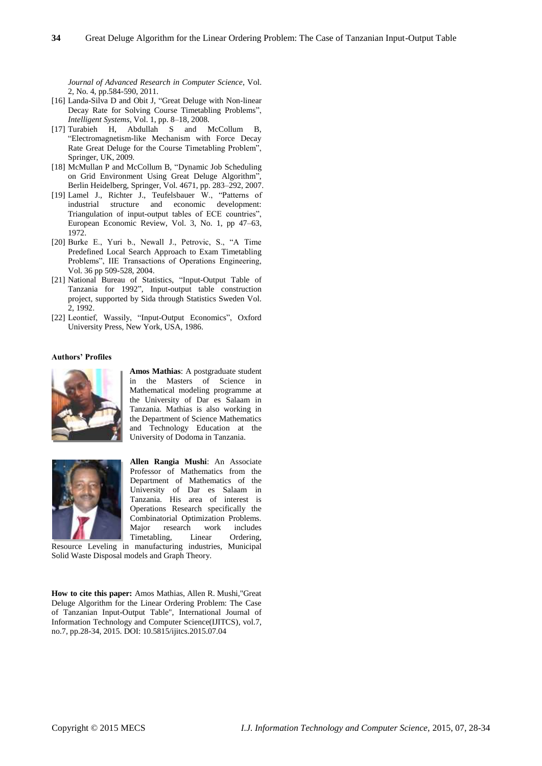*Journal of Advanced Research in Computer Science*, Vol. 2, No. 4, pp.584-590, 2011.

[16] Landa-Silva D and Obit J, "Great Deluge with Non-linear Decay Rate for Solving Course Timetabling Problems", *Intelligent Systems*, Vol. 1, pp. 8–18, 2008.

[17] Turabieh H, Abdullah S and McCollum B, "Electromagnetism-like Mechanism with Force Decay Rate Great Deluge for the Course Timetabling Problem", Springer, UK, 2009.

[18] McMullan P and McCollum B, "Dynamic Job Scheduling on Grid Environment Using Great Deluge Algorithm", Berlin Heidelberg, Springer, Vol. 4671, pp. 283–292, 2007.

[19] Lamel J., Richter J., Teufelsbauer W., "Patterns of industrial structure and economic development: Triangulation of input-output tables of ECE countries", European Economic Review, Vol. 3, No. 1, pp 47–63, 1972.

[20] Burke E., Yuri b., Newall J., Petrovic, S., "A Time Predefined Local Search Approach to Exam Timetabling Problems", IIE Transactions of Operations Engineering, Vol. 36 pp 509-528, 2004.

[21] National Bureau of Statistics, "Input-Output Table of Tanzania for 1992", Input-output table construction project, supported by Sida through Statistics Sweden Vol. 2, 1992.

[22] Leontief, Wassily, "Input-Output Economics", Oxford University Press, New York, USA, 1986.

**Authors' Profiles**

**Amos Mathias**: A postgraduate student in the Masters of Science in Mathematical modeling programme at the University of Dar es Salaam in Tanzania. Mathias is also working in the Department of Science Mathematics and Technology Education at the University of Dodoma in Tanzania.

**Allen Rangia Mushi**: An Associate Professor of Mathematics from the Department of Mathematics of the University of Dar es Salaam in Tanzania. His area of interest is Operations Research specifically the Combinatorial Optimization Problems. Major research work includes Timetabling, Linear Ordering, Resource Leveling in manufacturing industries, Municipal Solid Waste Disposal models and Graph Theory.

**How to cite this paper:** Amos Mathias, Allen R. Mushi,"Great Deluge Algorithm for the Linear Ordering Problem: The Case of Tanzanian Input-Output Table", International Journal of Information Technology and Computer Science(IJITCS), vol.7, no.7, pp.28-34, 2015. DOI: 10.5815/ijitcs.2015.07.04